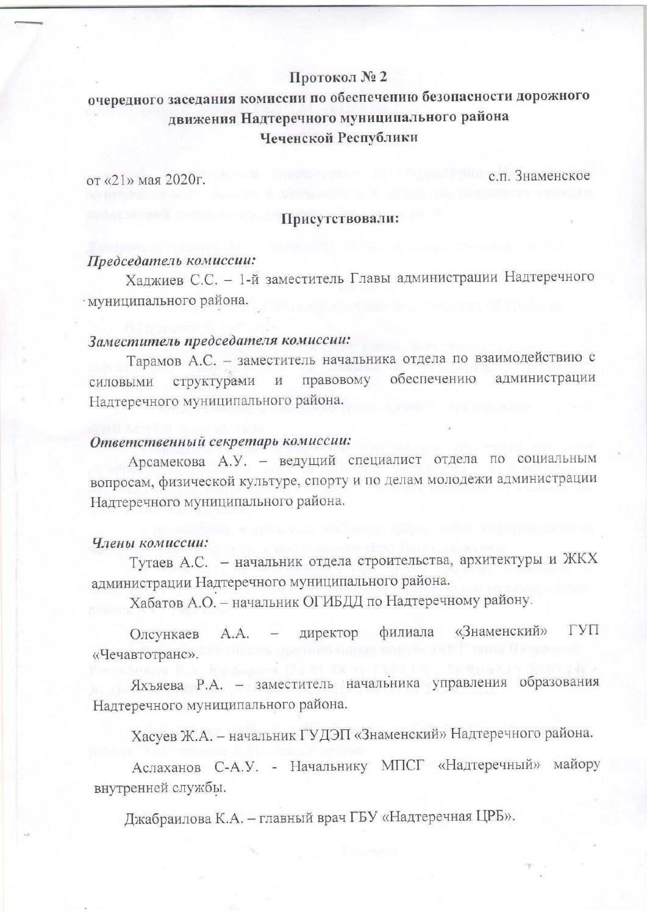# Протокол № 2

## очередного заседания комиссии по обеспечению безопасности дорожного движения Надтеречного муниципального района Чеченской Республики

от «21» мая 2020г. с.п. Знаменское

**Присутствовали:**

***Председатель комиссии:***

Хаджиев С.С. – 1-й заместитель Главы администрации Надтеречного муниципального района.

***Заместитель председателя комиссии:***

Тарамов А.С. – заместитель начальника отдела по взаимодействию с силовыми структурами и правовому обеспечению администрации Надтеречного муниципального района.

***Ответственный секретарь комиссии:***

Арсамекова А.У. – ведущий специалист отдела по социальным вопросам, физической культуре, спорту и по делам молодежи администрации Надтеречного муниципального района.

***Члены комиссии:***

Тутаев А.С. – начальник отдела строительства, архитектуры и ЖКХ администрации Надтеречного муниципального района.

Хабатов А.О. – начальник ОГИБДД по Надтеречному району.

Олсункаев А.А. – директор филиала «Знаменский» ГУП «Чечавтотранс».

Яхъяева Р.А. – заместитель начальника управления образования Надтеречного муниципального района.

Хасуев Ж.А. – начальник ГУДЭП «Знаменский» Надтеречного района.

Аслаханов С-А.У. - Начальнику МПСГ «Надтеречный» майору внутренней службы.

Джабраилова К.А. – главный врач ГБУ «Надтеречная ЦРБ».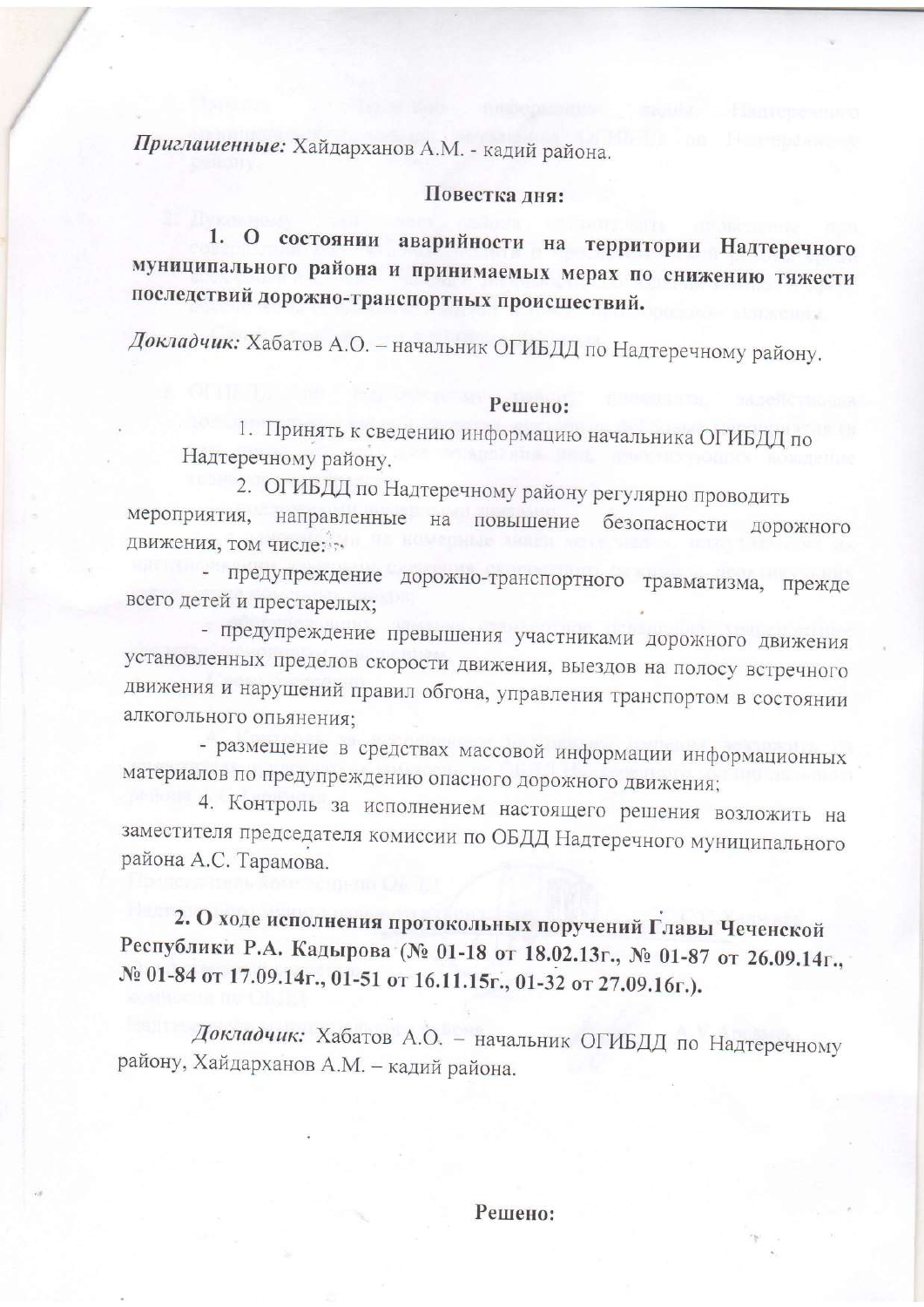*Приглашенные:* Хайдарханов А.М. - кадий района.

**Повестка дня:**

**1. О состоянии аварийности на территории Надтеречного муниципального района и принимаемых мерах по снижению тяжести последствий дорожно-транспортных происшествий.**

*Докладчик:* Хабатов А.О. – начальник ОГИБДД по Надтеречному району.

**Решено:**

1. Принять к сведению информацию начальника ОГИБДД по Надтеречному району.
2. ОГИБДД по Надтеречному району регулярно проводить мероприятия, направленные на повышение безопасности дорожного движения, том числе:
   - предупреждение дорожно-транспортного травматизма, прежде всего детей и престарелых;
   - предупреждение превышения участниками дорожного движения установленных пределов скорости движения, выездов на полосу встречного движения и нарушений правил обгона, управления транспортом в состоянии алкогольного опьянения;
   - размещение в средствах массовой информации информационных материалов по предупреждению опасного дорожного движения;
4. Контроль за исполнением настоящего решения возложить на заместителя председателя комиссии по ОБДД Надтеречного муниципального района А.С. Тарамова.

**2. О ходе исполнения протокольных поручений Главы Чеченской Республики Р.А. Кадырова (№ 01-18 от 18.02.13г., № 01-87 от 26.09.14г., № 01-84 от 17.09.14г., 01-51 от 16.11.15г., 01-32 от 27.09.16г.).**

*Докладчик:* Хабатов А.О. – начальник ОГИБДД по Надтеречному району, Хайдарханов А.М. – кадий района.

**Решено:**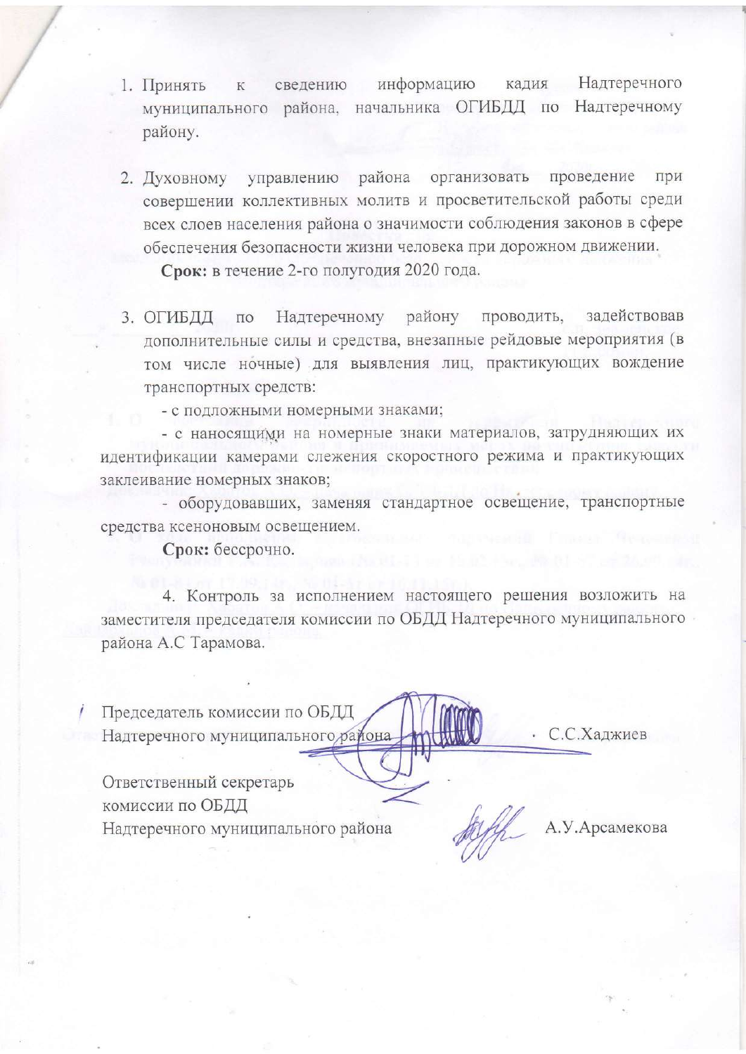1. Принять к сведению информацию кадия Надтеречного муниципального района, начальника ОГИБДД по Надтеречному району.

2. Духовному управлению района организовать проведение при совершении коллективных молитв и просветительской работы среди всех слоев населения района о значимости соблюдения законов в сфере обеспечения безопасности жизни человека при дорожном движении.

   **Срок:** в течение 2-го полугодия 2020 года.

3. ОГИБДД по Надтеречному району проводить, задействовав дополнительные силы и средства, внезапные рейдовые мероприятия (в том числе ночные) для выявления лиц, практикующих вождение транспортных средств:

   - с подложными номерными знаками;
   - с наносящими на номерные знаки материалов, затрудняющих их идентификации камерами слежения скоростного режима и практикующих заклеивание номерных знаков;
   - оборудовавших, заменяя стандартное освещение, транспортные средства ксеноновым освещением.

   **Срок:** бессрочно.

4. Контроль за исполнением настоящего решения возложить на заместителя председателя комиссии по ОБДД Надтеречного муниципального района А.С Тарамова.

Председатель комиссии по ОБДД
Надтеречного муниципального района — С.С.Хаджиев

Ответственный секретарь
комиссии по ОБДД
Надтеречного муниципального района — А.У.Арсамекова